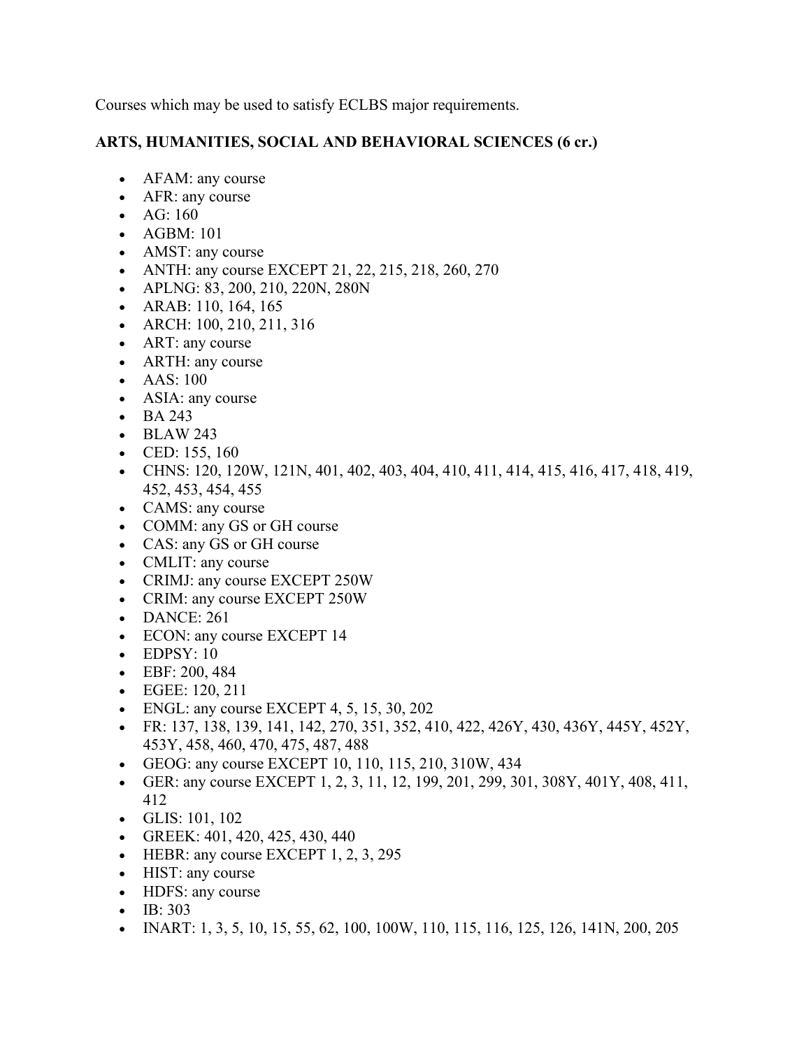Courses which may be used to satisfy ECLBS major requirements.

**ARTS, HUMANITIES, SOCIAL AND BEHAVIORAL SCIENCES (6 cr.)**

- AFAM: any course
- AFR: any course
- AG: 160
- AGBM: 101
- AMST: any course
- ANTH: any course EXCEPT 21, 22, 215, 218, 260, 270
- APLNG: 83, 200, 210, 220N, 280N
- ARAB: 110, 164, 165
- ARCH: 100, 210, 211, 316
- ART: any course
- ARTH: any course
- AAS: 100
- ASIA: any course
- BA 243
- BLAW 243
- CED: 155, 160
- CHNS: 120, 120W, 121N, 401, 402, 403, 404, 410, 411, 414, 415, 416, 417, 418, 419, 452, 453, 454, 455
- CAMS: any course
- COMM: any GS or GH course
- CAS: any GS or GH course
- CMLIT: any course
- CRIMJ: any course EXCEPT 250W
- CRIM: any course EXCEPT 250W
- DANCE: 261
- ECON: any course EXCEPT 14
- EDPSY: 10
- EBF: 200, 484
- EGEE: 120, 211
- ENGL: any course EXCEPT 4, 5, 15, 30, 202
- FR: 137, 138, 139, 141, 142, 270, 351, 352, 410, 422, 426Y, 430, 436Y, 445Y, 452Y, 453Y, 458, 460, 470, 475, 487, 488
- GEOG: any course EXCEPT 10, 110, 115, 210, 310W, 434
- GER: any course EXCEPT 1, 2, 3, 11, 12, 199, 201, 299, 301, 308Y, 401Y, 408, 411, 412
- GLIS: 101, 102
- GREEK: 401, 420, 425, 430, 440
- HEBR: any course EXCEPT 1, 2, 3, 295
- HIST: any course
- HDFS: any course
- IB: 303
- INART: 1, 3, 5, 10, 15, 55, 62, 100, 100W, 110, 115, 116, 125, 126, 141N, 200, 205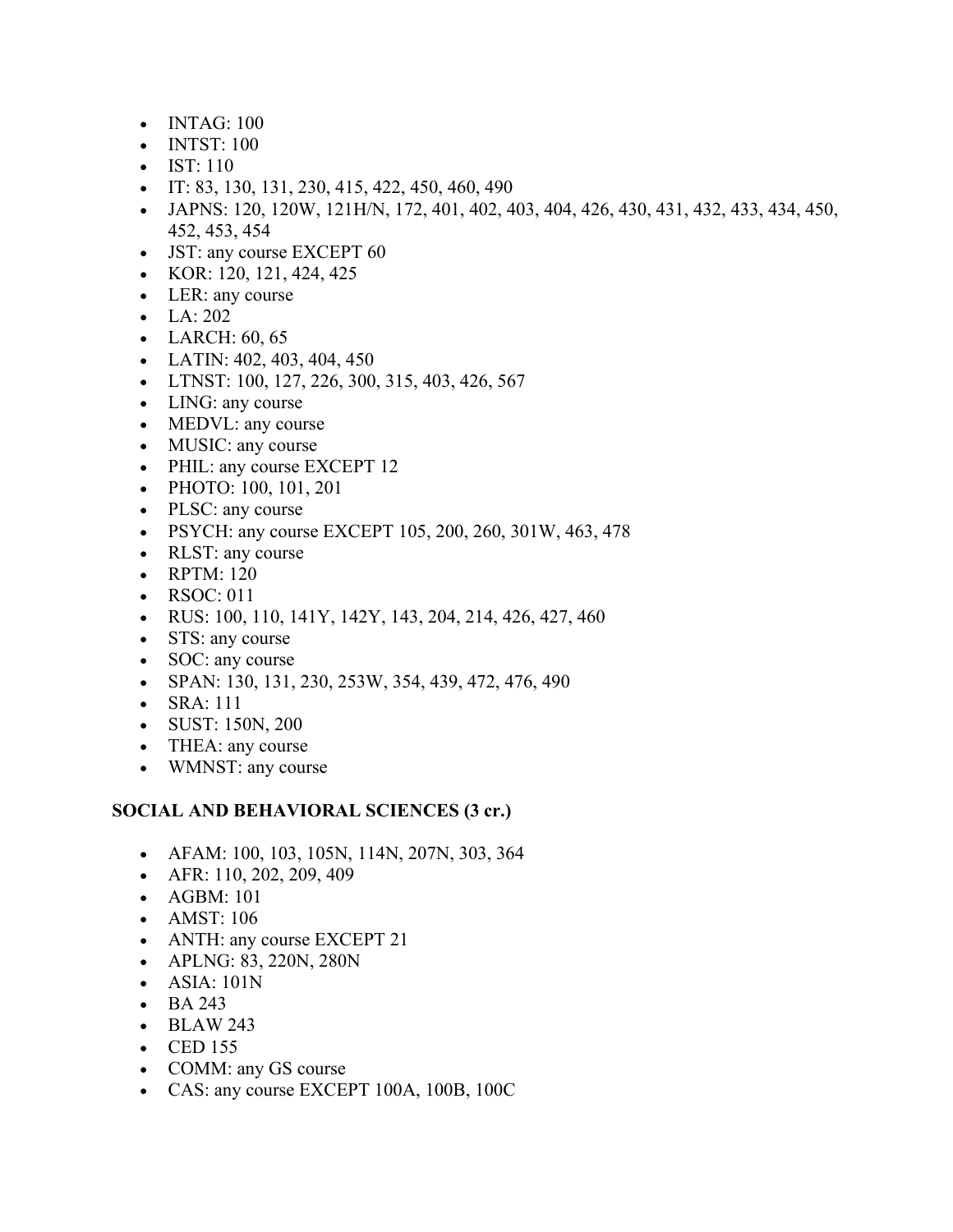- INTAG: 100
- INTST: 100
- IST: 110
- IT: 83, 130, 131, 230, 415, 422, 450, 460, 490
- JAPNS: 120, 120W, 121H/N, 172, 401, 402, 403, 404, 426, 430, 431, 432, 433, 434, 450, 452, 453, 454
- JST: any course EXCEPT 60
- KOR: 120, 121, 424, 425
- LER: any course
- LA: 202
- LARCH: 60, 65
- LATIN: 402, 403, 404, 450
- LTNST: 100, 127, 226, 300, 315, 403, 426, 567
- LING: any course
- MEDVL: any course
- MUSIC: any course
- PHIL: any course EXCEPT 12
- PHOTO: 100, 101, 201
- PLSC: any course
- PSYCH: any course EXCEPT 105, 200, 260, 301W, 463, 478
- RLST: any course
- RPTM: 120
- RSOC: 011
- RUS: 100, 110, 141Y, 142Y, 143, 204, 214, 426, 427, 460
- STS: any course
- SOC: any course
- SPAN: 130, 131, 230, 253W, 354, 439, 472, 476, 490
- SRA: 111
- SUST: 150N, 200
- THEA: any course
- WMNST: any course

**SOCIAL AND BEHAVIORAL SCIENCES (3 cr.)**

- AFAM: 100, 103, 105N, 114N, 207N, 303, 364
- AFR: 110, 202, 209, 409
- AGBM: 101
- AMST: 106
- ANTH: any course EXCEPT 21
- APLNG: 83, 220N, 280N
- ASIA: 101N
- BA 243
- BLAW 243
- CED 155
- COMM: any GS course
- CAS: any course EXCEPT 100A, 100B, 100C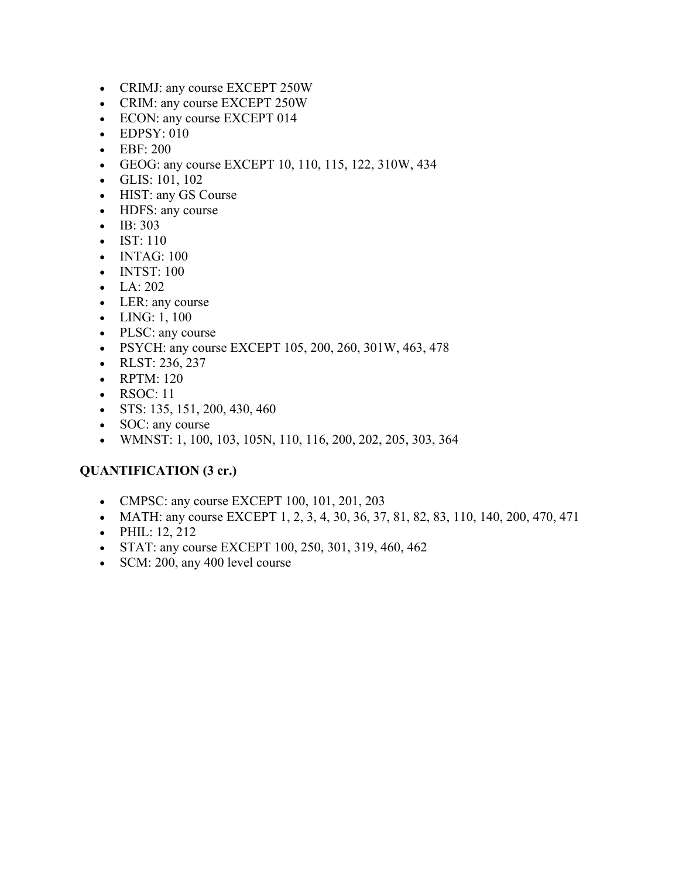- CRIMJ: any course EXCEPT 250W
- CRIM: any course EXCEPT 250W
- ECON: any course EXCEPT 014
- EDPSY: 010
- EBF: 200
- GEOG: any course EXCEPT 10, 110, 115, 122, 310W, 434
- GLIS: 101, 102
- HIST: any GS Course
- HDFS: any course
- IB: 303
- IST: 110
- INTAG: 100
- INTST: 100
- LA: 202
- LER: any course
- LING: 1, 100
- PLSC: any course
- PSYCH: any course EXCEPT 105, 200, 260, 301W, 463, 478
- RLST: 236, 237
- RPTM: 120
- RSOC: 11
- STS: 135, 151, 200, 430, 460
- SOC: any course
- WMNST: 1, 100, 103, 105N, 110, 116, 200, 202, 205, 303, 364

**QUANTIFICATION (3 cr.)**

- CMPSC: any course EXCEPT 100, 101, 201, 203
- MATH: any course EXCEPT 1, 2, 3, 4, 30, 36, 37, 81, 82, 83, 110, 140, 200, 470, 471
- PHIL: 12, 212
- STAT: any course EXCEPT 100, 250, 301, 319, 460, 462
- SCM: 200, any 400 level course